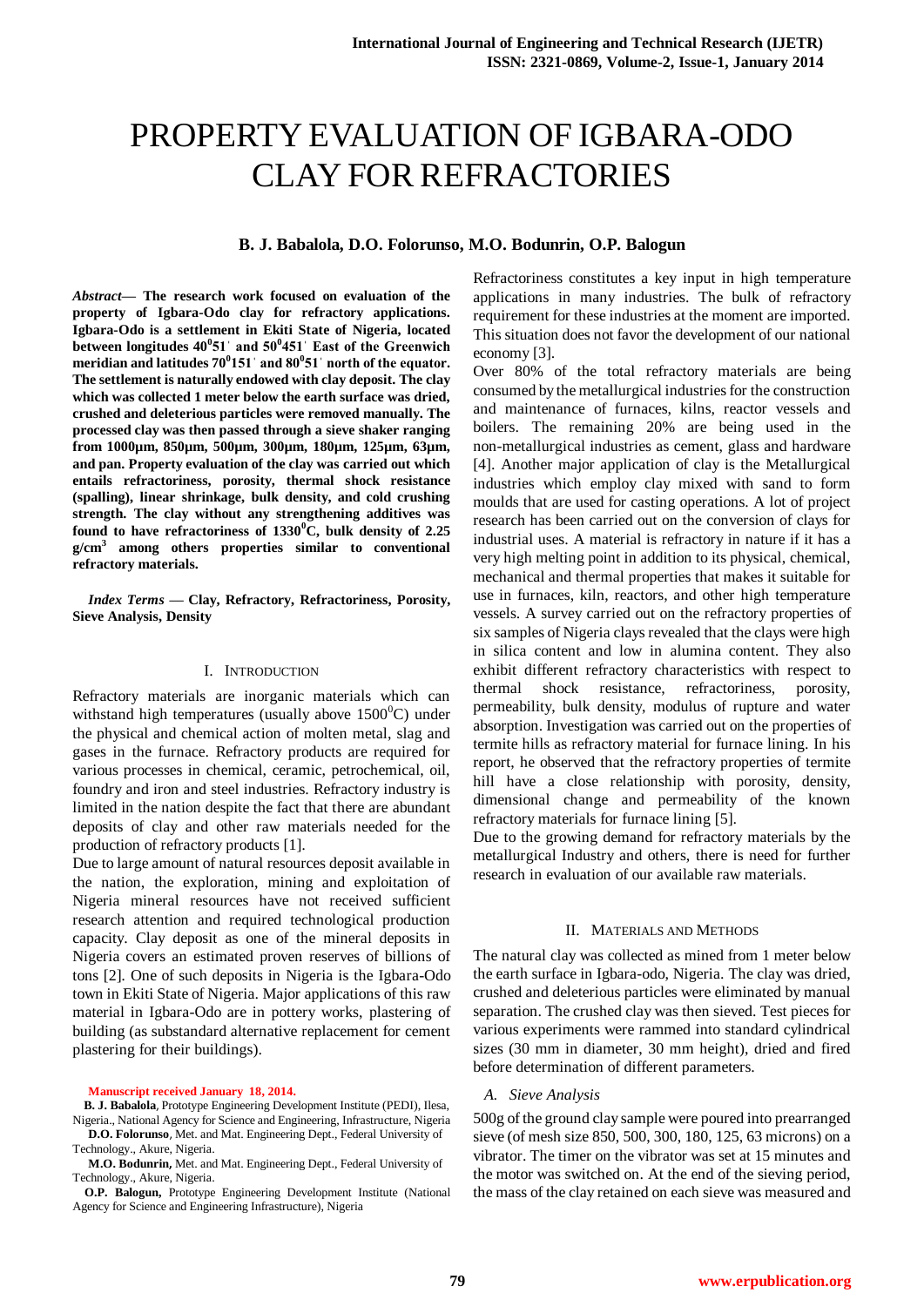# PROPERTY EVALUATION OF IGBARA-ODO CLAY FOR REFRACTORIES

**B. J. Babalola, D.O. Folorunso, M.O. Bodunrin, O.P. Balogun**

***Abstract*— The research work focused on evaluation of the property of Igbara-Odo clay for refractory applications. Igbara-Odo is a settlement in Ekiti State of Nigeria, located between longitudes $40^0 51'$ and $50^0 451'$ East of the Greenwich meridian and latitudes $70^0 151'$ and $80^0 51'$ north of the equator. The settlement is naturally endowed with clay deposit. The clay which was collected 1 meter below the earth surface was dried, crushed and deleterious particles were removed manually. The processed clay was then passed through a sieve shaker ranging from 1000µm, 850µm, 500µm, 300µm, 180µm, 125µm, 63µm, and pan. Property evaluation of the clay was carried out which entails refractoriness, porosity, thermal shock resistance (spalling), linear shrinkage, bulk density, and cold crushing strength. The clay without any strengthening additives was found to have refractoriness of $1330^0$C, bulk density of 2.25 g/cm$^3$ among others properties similar to conventional refractory materials.**

***Index Terms* — Clay, Refractory, Refractoriness, Porosity, Sieve Analysis, Density**

## I. Introduction

Refractory materials are inorganic materials which can withstand high temperatures (usually above $1500^0$C) under the physical and chemical action of molten metal, slag and gases in the furnace. Refractory products are required for various processes in chemical, ceramic, petrochemical, oil, foundry and iron and steel industries. Refractory industry is limited in the nation despite the fact that there are abundant deposits of clay and other raw materials needed for the production of refractory products [1].

Due to large amount of natural resources deposit available in the nation, the exploration, mining and exploitation of Nigeria mineral resources have not received sufficient research attention and required technological production capacity. Clay deposit as one of the mineral deposits in Nigeria covers an estimated proven reserves of billions of tons [2]. One of such deposits in Nigeria is the Igbara-Odo town in Ekiti State of Nigeria. Major applications of this raw material in Igbara-Odo are in pottery works, plastering of building (as substandard alternative replacement for cement plastering for their buildings).

**Manuscript received January 18, 2014.**

**B. J. Babalola**, Prototype Engineering Development Institute (PEDI), Ilesa, Nigeria., National Agency for Science and Engineering, Infrastructure, Nigeria

**D.O. Folorunso**, Met. and Mat. Engineering Dept., Federal University of Technology., Akure, Nigeria.

**M.O. Bodunrin,** Met. and Mat. Engineering Dept., Federal University of Technology., Akure, Nigeria.

**O.P. Balogun,** Prototype Engineering Development Institute (National Agency for Science and Engineering Infrastructure), Nigeria

Refractoriness constitutes a key input in high temperature applications in many industries. The bulk of refractory requirement for these industries at the moment are imported. This situation does not favor the development of our national economy [3].

Over 80% of the total refractory materials are being consumed by the metallurgical industries for the construction and maintenance of furnaces, kilns, reactor vessels and boilers. The remaining 20% are being used in the non-metallurgical industries as cement, glass and hardware [4]. Another major application of clay is the Metallurgical industries which employ clay mixed with sand to form moulds that are used for casting operations. A lot of project research has been carried out on the conversion of clays for industrial uses. A material is refractory in nature if it has a very high melting point in addition to its physical, chemical, mechanical and thermal properties that makes it suitable for use in furnaces, kiln, reactors, and other high temperature vessels. A survey carried out on the refractory properties of six samples of Nigeria clays revealed that the clays were high in silica content and low in alumina content. They also exhibit different refractory characteristics with respect to thermal shock resistance, refractoriness, porosity, permeability, bulk density, modulus of rupture and water absorption. Investigation was carried out on the properties of termite hills as refractory material for furnace lining. In his report, he observed that the refractory properties of termite hill have a close relationship with porosity, density, dimensional change and permeability of the known refractory materials for furnace lining [5].

Due to the growing demand for refractory materials by the metallurgical Industry and others, there is need for further research in evaluation of our available raw materials.

## II. Materials and Methods

The natural clay was collected as mined from 1 meter below the earth surface in Igbara-odo, Nigeria. The clay was dried, crushed and deleterious particles were eliminated by manual separation. The crushed clay was then sieved. Test pieces for various experiments were rammed into standard cylindrical sizes (30 mm in diameter, 30 mm height), dried and fired before determination of different parameters.

### *A. Sieve Analysis*

500g of the ground clay sample were poured into prearranged sieve (of mesh size 850, 500, 300, 180, 125, 63 microns) on a vibrator. The timer on the vibrator was set at 15 minutes and the motor was switched on. At the end of the sieving period, the mass of the clay retained on each sieve was measured and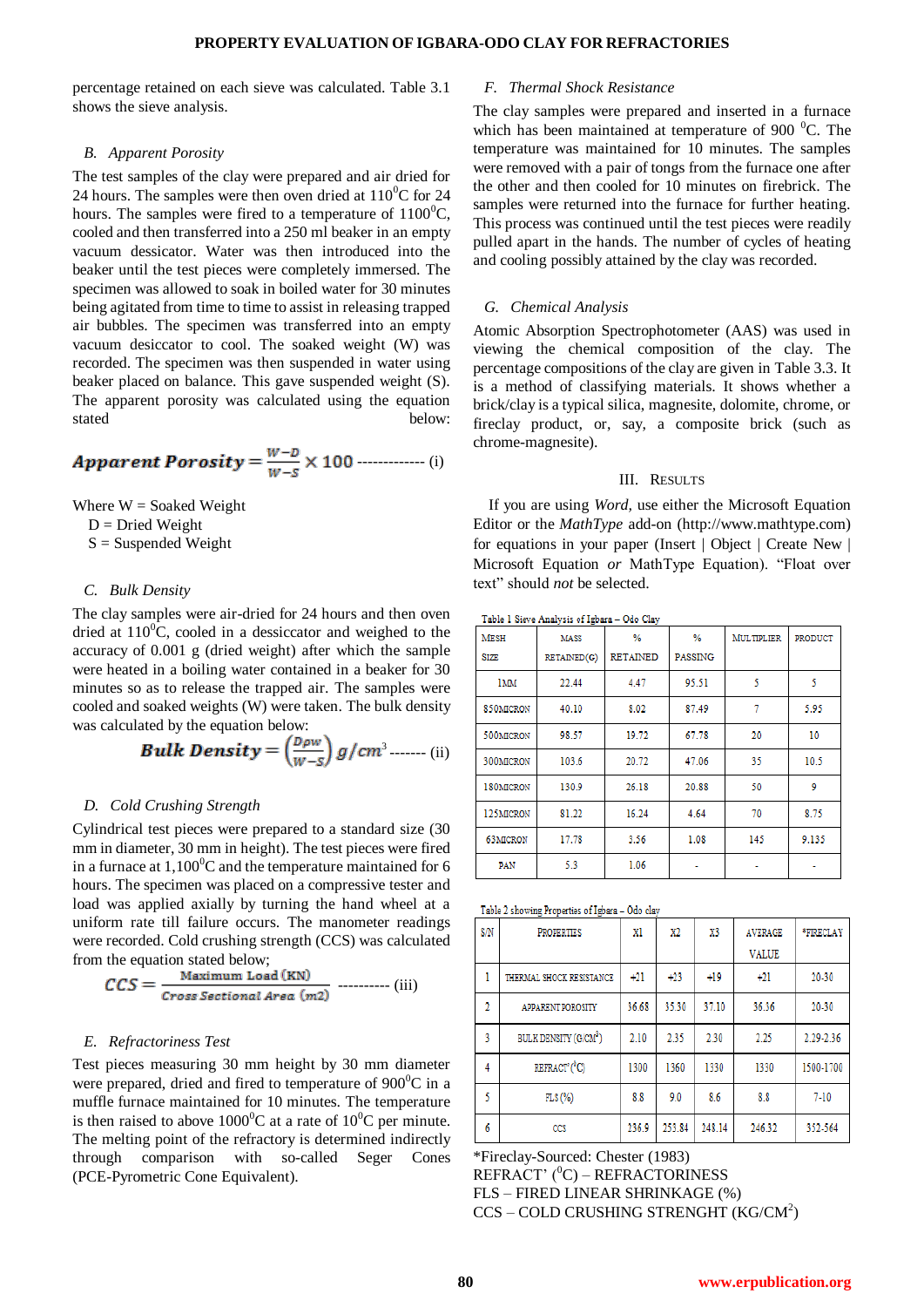percentage retained on each sieve was calculated. Table 3.1 shows the sieve analysis.

### B. Apparent Porosity

The test samples of the clay were prepared and air dried for 24 hours. The samples were then oven dried at 110$^0$C for 24 hours. The samples were fired to a temperature of 1100$^0$C, cooled and then transferred into a 250 ml beaker in an empty vacuum dessicator. Water was then introduced into the beaker until the test pieces were completely immersed. The specimen was allowed to soak in boiled water for 30 minutes being agitated from time to time to assist in releasing trapped air bubbles. The specimen was transferred into an empty vacuum desiccator to cool. The soaked weight (W) was recorded. The specimen was then suspended in water using beaker placed on balance. This gave suspended weight (S). The apparent porosity was calculated using the equation stated below:

$$\textbf{Apparent Porosity} = \frac{W-D}{W-S} \times 100 \text{ ------------- (i)}$$

Where W = Soaked Weight
D = Dried Weight
S = Suspended Weight

### C. Bulk Density

The clay samples were air-dried for 24 hours and then over dried at 110$^0$C, cooled in a dessiccator and weighed to the accuracy of 0.001 g (dried weight) after which the sample were heated in a boiling water contained in a beaker for 30 minutes so as to release the trapped air. The samples were cooled and soaked weights (W) were taken. The bulk density was calculated by the equation below:

$$\textbf{Bulk Density} = \left(\frac{Dpw}{W-S}\right) g/cm^3 \text{ ------- (ii)}$$

### D. Cold Crushing Strength

Cylindrical test pieces were prepared to a standard size (30 mm in diameter, 30 mm in height). The test pieces were fired in a furnace at 1,100$^0$C and the temperature maintained for 6 hours. The specimen was placed on a compressive tester and load was applied axially by turning the hand wheel at a uniform rate till failure occurs. The manometer readings were recorded. Cold crushing strength (CCS) was calculated from the equation stated below;

$$CCS = \frac{\text{Maximum Load (KN)}}{\text{Cross Sectional Area } (m2)} \text{ ---------- (iii)}$$

### E. Refractoriness Test

Test pieces measuring 30 mm height by 30 mm diameter were prepared, dried and fired to temperature of 900$^0$C in a muffle furnace maintained for 10 minutes. The temperature is then raised to above 1000$^0$C at a rate of 10$^0$C per minute. The melting point of the refractory is determined indirectly through comparison with so-called Seger Cones (PCE-Pyrometric Cone Equivalent).

### F. Thermal Shock Resistance

The clay samples were prepared and inserted in a furnace which has been maintained at temperature of 900 $^0$C. The temperature was maintained for 10 minutes. The samples were removed with a pair of tongs from the furnace one after the other and then cooled for 10 minutes on firebrick. The samples were returned into the furnace for further heating. This process was continued until the test pieces were readily pulled apart in the hands. The number of cycles of heating and cooling possibly attained by the clay was recorded.

### G. Chemical Analysis

Atomic Absorption Spectrophotometer (AAS) was used in viewing the chemical composition of the clay. The percentage compositions of the clay are given in Table 3.3. It is a method of classifying materials. It shows whether a brick/clay is a typical silica, magnesite, dolomite, chrome, or fireclay product, or, say, a composite brick (such as chrome-magnesite).

## III. Results

If you are using *Word*, use either the Microsoft Equation Editor or the *MathType* add-on (http://www.mathtype.com) for equations in your paper (Insert | Object | Create New | Microsoft Equation *or* MathType Equation). "Float over text" should *not* be selected.

Table 1 Sieve Analysis of Igbara – Odo Clay

| Mesh Size | Mass Retained(g) | % Retained | % Passing | Multiplier | Product |
|---|---|---|---|---|---|
| 1MM | 22.44 | 4.47 | 95.51 | 5 | 5 |
| 850MICRON | 40.10 | 8.02 | 87.49 | 7 | 5.95 |
| 500MICRON | 98.57 | 19.72 | 67.78 | 20 | 10 |
| 300MICRON | 103.6 | 20.72 | 47.06 | 35 | 10.5 |
| 180MICRON | 130.9 | 26.18 | 20.88 | 50 | 9 |
| 125MICRON | 81.22 | 16.24 | 4.64 | 70 | 8.75 |
| 63MICRON | 17.78 | 3.56 | 1.08 | 145 | 9.135 |
| PAN | 5.3 | 1.06 | - | - | - |

Table 2 showing Properties of Igbara – Odo clay

| S/N | Properties | X1 | X2 | X3 | Average Value | *Fireclay |
|---|---|---|---|---|---|---|
| 1 | Thermal Shock Resistance | +21 | +23 | +19 | +21 | 20-30 |
| 2 | Apparent Porosity | 36.68 | 35.30 | 37.10 | 36.36 | 20-30 |
| 3 | Bulk Density (g/cm$^3$) | 2.10 | 2.35 | 2.30 | 2.25 | 2.29-2.36 |
| 4 | Refract' ($^0$C) | 1300 | 1360 | 1330 | 1330 | 1500-1700 |
| 5 | FLS (%) | 8.8 | 9.0 | 8.6 | 8.8 | 7-10 |
| 6 | CCS | 236.9 | 253.84 | 248.14 | 246.32 | 352-564 |

*Fireclay-Sourced: Chester (1983)
REFRACT' ($^0$C) – REFRACTORINESS
FLS – FIRED LINEAR SHRINKAGE (%)
CCS – COLD CRUSHING STRENGHT (KG/CM$^2$)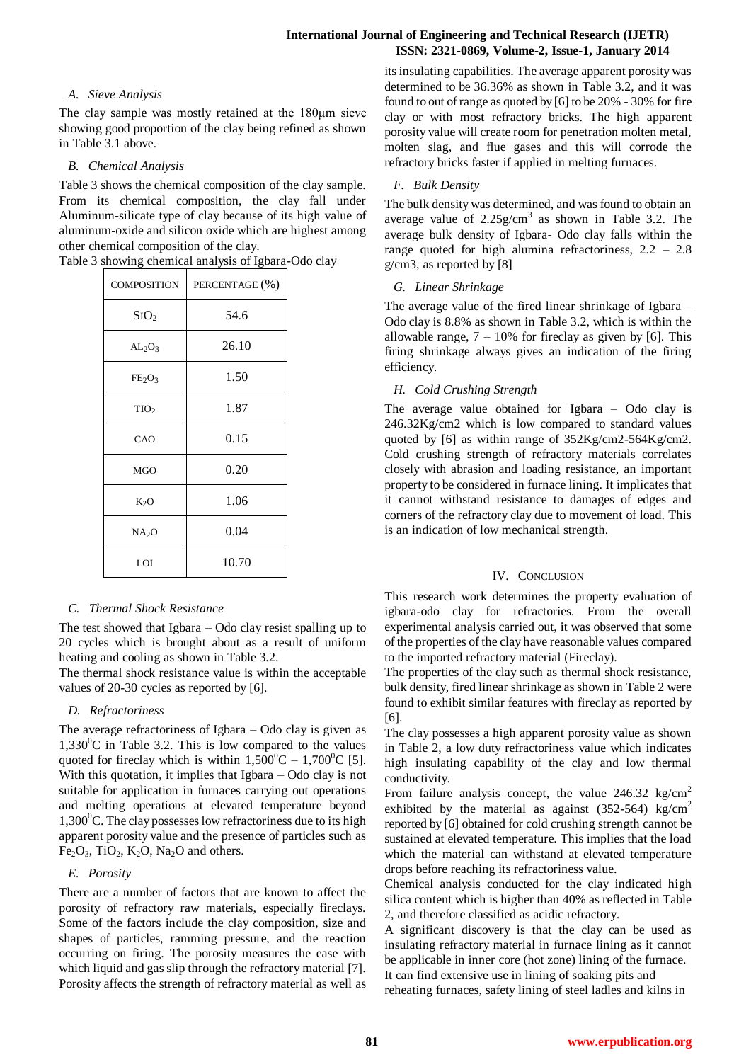### A. Sieve Analysis

The clay sample was mostly retained at the 180µm sieve showing good proportion of the clay being refined as shown in Table 3.1 above.

### B. Chemical Analysis

Table 3 shows the chemical composition of the clay sample. From its chemical composition, the clay fall under Aluminum-silicate type of clay because of its high value of aluminum-oxide and silicon oxide which are highest among other chemical composition of the clay.

Table 3 showing chemical analysis of Igbara-Odo clay

| COMPOSITION | PERCENTAGE (%) |
|---|---|
| $SIO_2$ | 54.6 |
| $AL_2O_3$ | 26.10 |
| $FE_2O_3$ | 1.50 |
| $TIO_2$ | 1.87 |
| CAO | 0.15 |
| MGO | 0.20 |
| $K_2O$ | 1.06 |
| $NA_2O$ | 0.04 |
| LOI | 10.70 |

### C. Thermal Shock Resistance

The test showed that Igbara – Odo clay resist spalling up to 20 cycles which is brought about as a result of uniform heating and cooling as shown in Table 3.2.

The thermal shock resistance value is within the acceptable values of 20-30 cycles as reported by [6].

### D. Refractoriness

The average refractoriness of Igbara – Odo clay is given as $1{,}330^0$C in Table 3.2. This is low compared to the values quoted for fireclay which is within $1{,}500^0$C – $1{,}700^0$C [5]. With this quotation, it implies that Igbara – Odo clay is not suitable for application in furnaces carrying out operations and melting operations at elevated temperature beyond $1{,}300^0$C. The clay possesses low refractoriness due to its high apparent porosity value and the presence of particles such as $Fe_2O_3$, $TiO_2$, $K_2O$, $Na_2O$ and others.

### E. Porosity

There are a number of factors that are known to affect the porosity of refractory raw materials, especially fireclays. Some of the factors include the clay composition, size and shapes of particles, ramming pressure, and the reaction occurring on firing. The porosity measures the ease with which liquid and gas slip through the refractory material [7]. Porosity affects the strength of refractory material as well as its insulating capabilities. The average apparent porosity was determined to be 36.36% as shown in Table 3.2, and it was found to out of range as quoted by [6] to be 20% - 30% for fire clay or with most refractory bricks. The high apparent porosity value will create room for penetration molten metal, molten slag, and flue gases and this will corrode the refractory bricks faster if applied in melting furnaces.

### F. Bulk Density

The bulk density was determined, and was found to obtain an average value of $2.25g/cm^3$ as shown in Table 3.2. The average bulk density of Igbara- Odo clay falls within the range quoted for high alumina refractoriness, 2.2 – 2.8 g/cm3, as reported by [8]

### G. Linear Shrinkage

The average value of the fired linear shrinkage of Igbara – Odo clay is 8.8% as shown in Table 3.2, which is within the allowable range, 7 – 10% for fireclay as given by [6]. This firing shrinkage always gives an indication of the firing efficiency.

### H. Cold Crushing Strength

The average value obtained for Igbara – Odo clay is 246.32Kg/cm2 which is low compared to standard values quoted by [6] as within range of 352Kg/cm2-564Kg/cm2. Cold crushing strength of refractory materials correlates closely with abrasion and loading resistance, an important property to be considered in furnace lining. It implicates that it cannot withstand resistance to damages of edges and corners of the refractory clay due to movement of load. This is an indication of low mechanical strength.

## IV. Conclusion

This research work determines the property evaluation of igbara-odo clay for refractories. From the overall experimental analysis carried out, it was observed that some of the properties of the clay have reasonable values compared to the imported refractory material (Fireclay).

The properties of the clay such as thermal shock resistance, bulk density, fired linear shrinkage as shown in Table 2 were found to exhibit similar features with fireclay as reported by [6].

The clay possesses a high apparent porosity value as shown in Table 2, a low duty refractoriness value which indicates high insulating capability of the clay and low thermal conductivity.

From failure analysis concept, the value 246.32 $kg/cm^2$ exhibited by the material as against (352-564) $kg/cm^2$ reported by [6] obtained for cold crushing strength cannot be sustained at elevated temperature. This implies that the load which the material can withstand at elevated temperature drops before reaching its refractoriness value.

Chemical analysis conducted for the clay indicated high silica content which is higher than 40% as reflected in Table 2, and therefore classified as acidic refractory.

A significant discovery is that the clay can be used as insulating refractory material in furnace lining as it cannot be applicable in inner core (hot zone) lining of the furnace. It can find extensive use in lining of soaking pits and reheating furnaces, safety lining of steel ladles and kilns in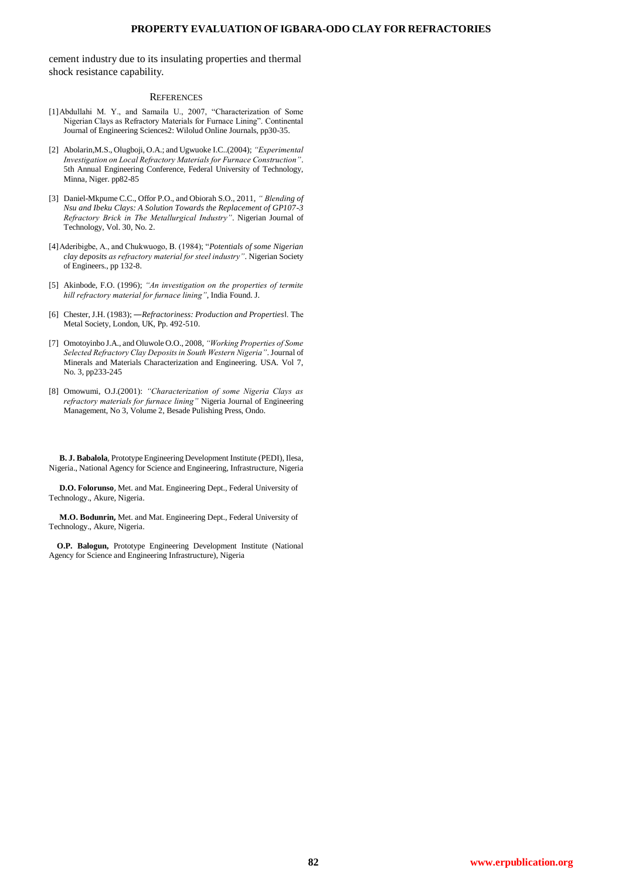cement industry due to its insulating properties and thermal shock resistance capability.

## REFERENCES

[1] Abdullahi M. Y., and Samaila U., 2007, "Characterization of Some Nigerian Clays as Refractory Materials for Furnace Lining". Continental Journal of Engineering Sciences2: Wilolud Online Journals, pp30-35.

[2] Abolarin,M.S., Olugboji, O.A.; and Ugwuoke I.C..(2004); *"Experimental Investigation on Local Refractory Materials for Furnace Construction"*. 5th Annual Engineering Conference, Federal University of Technology, Minna, Niger. pp82-85

[3] Daniel-Mkpume C.C., Offor P.O., and Obiorah S.O., 2011, *" Blending of Nsu and Ibeku Clays: A Solution Towards the Replacement of GP107-3 Refractory Brick in The Metallurgical Industry"*. Nigerian Journal of Technology, Vol. 30, No. 2.

[4] Aderibigbe, A., and Chukwuogo, B. (1984); "*Potentials of some Nigerian clay deposits as refractory material for steel industry"*. Nigerian Society of Engineers., pp 132-8.

[5] Akinbode, F.O. (1996); *"An investigation on the properties of termite hill refractory material for furnace lining"*, India Found. J.

[6] Chester, J.H. (1983); ―*Refractoriness: Production and Properties*‖. The Metal Society, London, UK, Pp. 492-510.

[7] Omotoyinbo J.A., and Oluwole O.O., 2008, *"Working Properties of Some Selected Refractory Clay Deposits in South Western Nigeria"*. Journal of Minerals and Materials Characterization and Engineering. USA. Vol 7, No. 3, pp233-245

[8] Omowumi, O.J.(2001): *"Characterization of some Nigeria Clays as refractory materials for furnace lining"* Nigeria Journal of Engineering Management, No 3, Volume 2, Besade Pulishing Press, Ondo.

**B. J. Babalola**, Prototype Engineering Development Institute (PEDI), Ilesa, Nigeria., National Agency for Science and Engineering, Infrastructure, Nigeria

**D.O. Folorunso**, Met. and Mat. Engineering Dept., Federal University of Technology., Akure, Nigeria.

**M.O. Bodunrin,** Met. and Mat. Engineering Dept., Federal University of Technology., Akure, Nigeria.

**O.P. Balogun,** Prototype Engineering Development Institute (National Agency for Science and Engineering Infrastructure), Nigeria